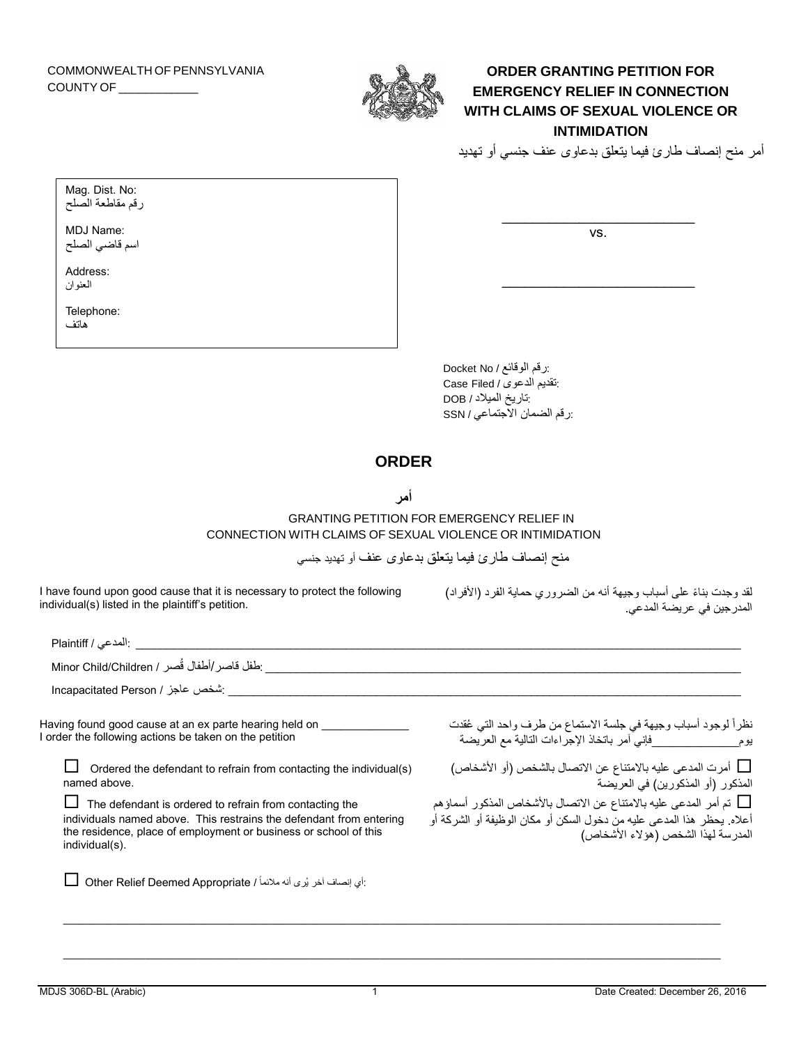COMMONWEALTH OF PENNSYLVANIA
COUNTY OF ____________

# ORDER GRANTING PETITION FOR EMERGENCY RELIEF IN CONNECTION WITH CLAIMS OF SEXUAL VIOLENCE OR INTIMIDATION

أمر منح إنصاف طارئ فيما يتعلق بدعاوى عنف جنسي أو تهديد

Mag. Dist. No:
رقم مقاطعة الصلح

MDJ Name:
اسم قاضي الصلح

Address:
العنوان

Telephone:
هاتف

_____________________________
vs.
_____________________________

Docket No / رقم الوقائع:
Case Filed / تقديم الدعوى:
DOB / تاريخ الميلاد:
SSN / رقم الضمان الاجتماعي:

## ORDER

## أمر

GRANTING PETITION FOR EMERGENCY RELIEF IN CONNECTION WITH CLAIMS OF SEXUAL VIOLENCE OR INTIMIDATION

منح إنصاف طارئ فيما يتعلق بدعاوى عنف أو تهديد جنسي

I have found upon good cause that it is necessary to protect the following individual(s) listed in the plaintiff's petition.

لقد وجدت بناءً على أسباب وجيهة أنه من الضروري حماية الفرد (الأفراد) المدرجين في عريضة المدعي.

Plaintiff / المدعي: ____________________________________________

Minor Child/Children / طفل قاصر/أطفال قُصر: ____________________________________________

Incapacitated Person / شخص عاجز: ____________________________________________

Having found good cause at an ex parte hearing held on ______________ I order the following actions be taken on the petition

نظراً لوجود أسباب وجيهة في جلسة الاستماع من طرف واحد التي عُقدت يوم______________فإني آمر باتخاذ الإجراءات التالية مع العريضة

☐ Ordered the defendant to refrain from contacting the individual(s) named above.

☐ أمرت المدعى عليه بالامتناع عن الاتصال بالشخص (أو الأشخاص) المذكور (أو المذكورين) في العريضة

☐ The defendant is ordered to refrain from contacting the individuals named above. This restrains the defendant from entering the residence, place of employment or business or school of this individual(s).

☐ تم أمر المدعى عليه بالامتناع عن الاتصال بالأشخاص المذكور أسماؤهم أعلاه. يحظر هذا المدعى عليه من دخول السكن أو مكان الوظيفة أو الشركة أو المدرسة لهذا الشخص (هؤلاء الأشخاص)

☐ Other Relief Deemed Appropriate / أي إنصاف آخر يُرى أنه ملائماً:

____________________________________________

____________________________________________

MDJS 306D-BL (Arabic) Date Created: December 26, 2016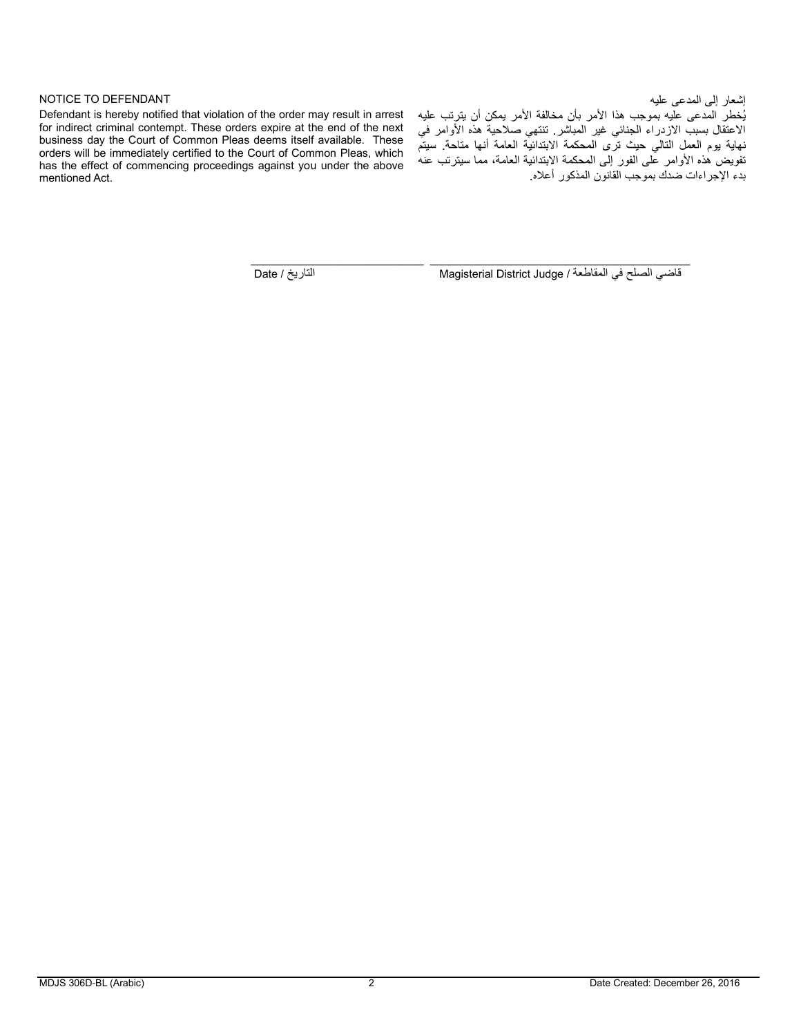NOTICE TO DEFENDANT

Defendant is hereby notified that violation of the order may result in arrest for indirect criminal contempt. These orders expire at the end of the next business day the Court of Common Pleas deems itself available. These orders will be immediately certified to the Court of Common Pleas, which has the effect of commencing proceedings against you under the above mentioned Act.

إشعار إلى المدعى عليه

يُخطر المدعى عليه بموجب هذا الأمر بأن مخالفة الأمر يمكن أن يترتب عليه الاعتقال بسبب الازدراء الجنائي غير المباشر. تنتهي صلاحية هذه الأوامر في نهاية يوم العمل التالي حيث ترى المحكمة الابتدائية العامة أنها متاحة. سيتم تفويض هذه الأوامر على الفور إلى المحكمة الابتدائية العامة، مما سيترتب عنه بدء الإجراءات ضدك بموجب القانون المذكور أعلاه.

\_\_\_\_\_\_\_\_\_\_\_\_\_\_\_\_\_\_\_\_\_\_\_\_\_\_\_\_\_\_ \_\_\_\_\_\_\_\_\_\_\_\_\_\_\_\_\_\_\_\_\_\_\_\_\_\_\_\_\_\_\_\_\_\_\_\_\_\_\_\_\_\_\_\_

Date / التاريخ Magisterial District Judge / قاضي الصلح في المقاطعة

MDJS 306D-BL (Arabic) Date Created: December 26, 2016